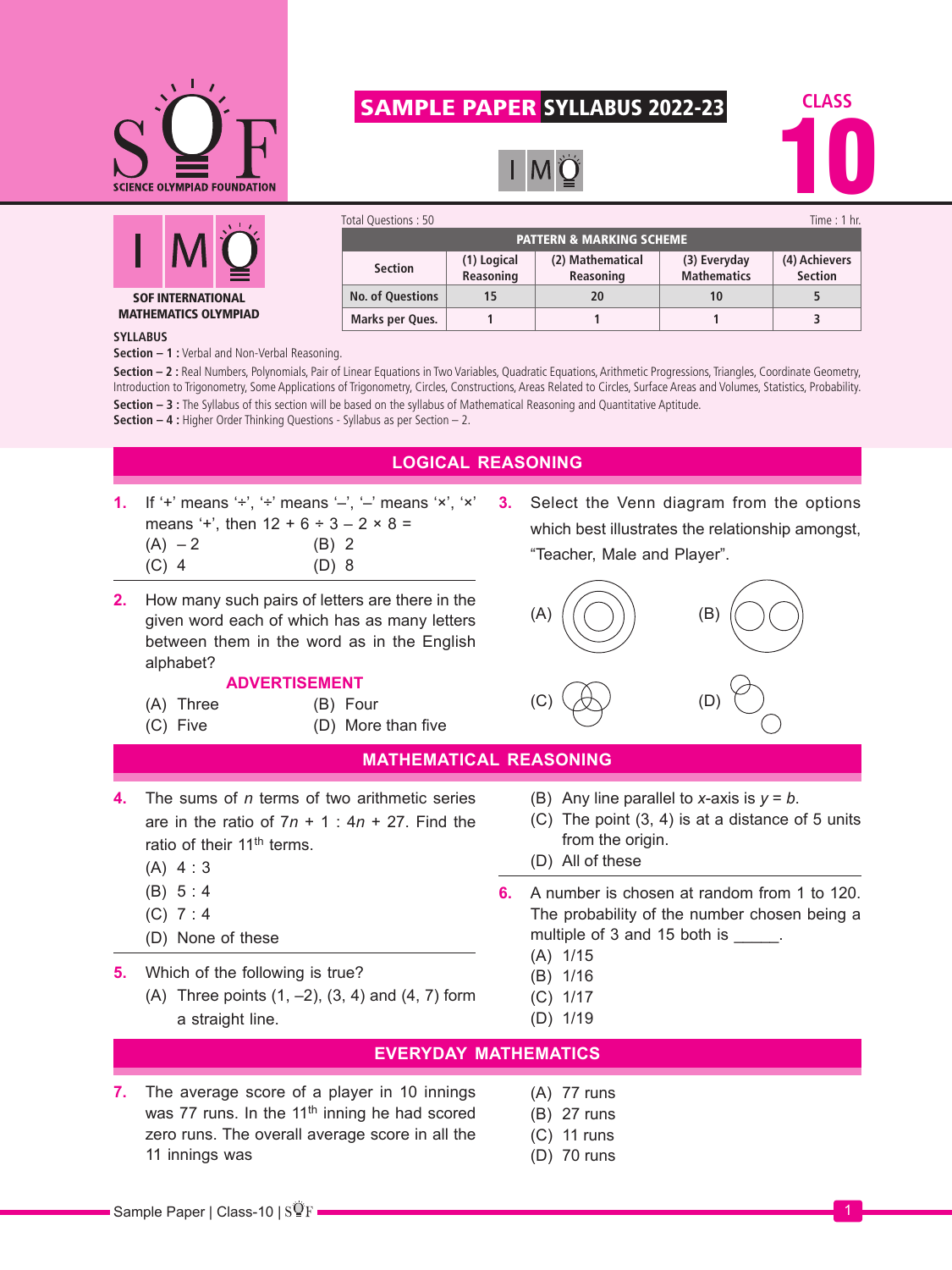# SAMPLE PAPER SYLLABUS 2022-23

**CLASS 10**

**IMO**

**SOF INTERNATIONAL MATHEMATICS OLYMPIAD**

Total Questions : 50 Time : 1 hr.

| PATTERN & MARKING SCHEME | | | | |
|---|---|---|---|---|
| Section | (1) Logical Reasoning | (2) Mathematical Reasoning | (3) Everyday Mathematics | (4) Achievers Section |
| No. of Questions | 15 | 20 | 10 | 5 |
| Marks per Ques. | 1 | 1 | 1 | 3 |

**SYLLABUS**

**Section – 1 :** Verbal and Non-Verbal Reasoning.

**Section – 2 :** Real Numbers, Polynomials, Pair of Linear Equations in Two Variables, Quadratic Equations, Arithmetic Progressions, Triangles, Coordinate Geometry, Introduction to Trigonometry, Some Applications of Trigonometry, Circles, Constructions, Areas Related to Circles, Surface Areas and Volumes, Statistics, Probability.

**Section – 3 :** The Syllabus of this section will be based on the syllabus of Mathematical Reasoning and Quantitative Aptitude.

**Section – 4 :** Higher Order Thinking Questions - Syllabus as per Section – 2.

## LOGICAL REASONING

**1.** If '+' means '÷', '÷' means '–', '–' means '×', '×' means '+', then 12 + 6 ÷ 3 – 2 × 8 =

(A) – 2 (B) 2
(C) 4 (D) 8

**2.** How many such pairs of letters are there in the given word each of which has as many letters between them in the word as in the English alphabet?

**ADVERTISEMENT**

(A) Three (B) Four
(C) Five (D) More than five

**3.** Select the Venn diagram from the options which best illustrates the relationship amongst, "Teacher, Male and Player".

(A) (B) (C) (D)

## MATHEMATICAL REASONING

**4.** The sums of $n$ terms of two arithmetic series are in the ratio of $7n + 1 : 4n + 27$. Find the ratio of their 11th terms.

(A) 4 : 3
(B) 5 : 4
(C) 7 : 4
(D) None of these

**5.** Which of the following is true?

(A) Three points (1, –2), (3, 4) and (4, 7) form a straight line.
(B) Any line parallel to $x$-axis is $y = b$.
(C) The point (3, 4) is at a distance of 5 units from the origin.
(D) All of these

**6.** A number is chosen at random from 1 to 120. The probability of the number chosen being a multiple of 3 and 15 both is _____.

(A) 1/15
(B) 1/16
(C) 1/17
(D) 1/19

## EVERYDAY MATHEMATICS

**7.** The average score of a player in 10 innings was 77 runs. In the 11th inning he had scored zero runs. The overall average score in all the 11 innings was

(A) 77 runs
(B) 27 runs
(C) 11 runs
(D) 70 runs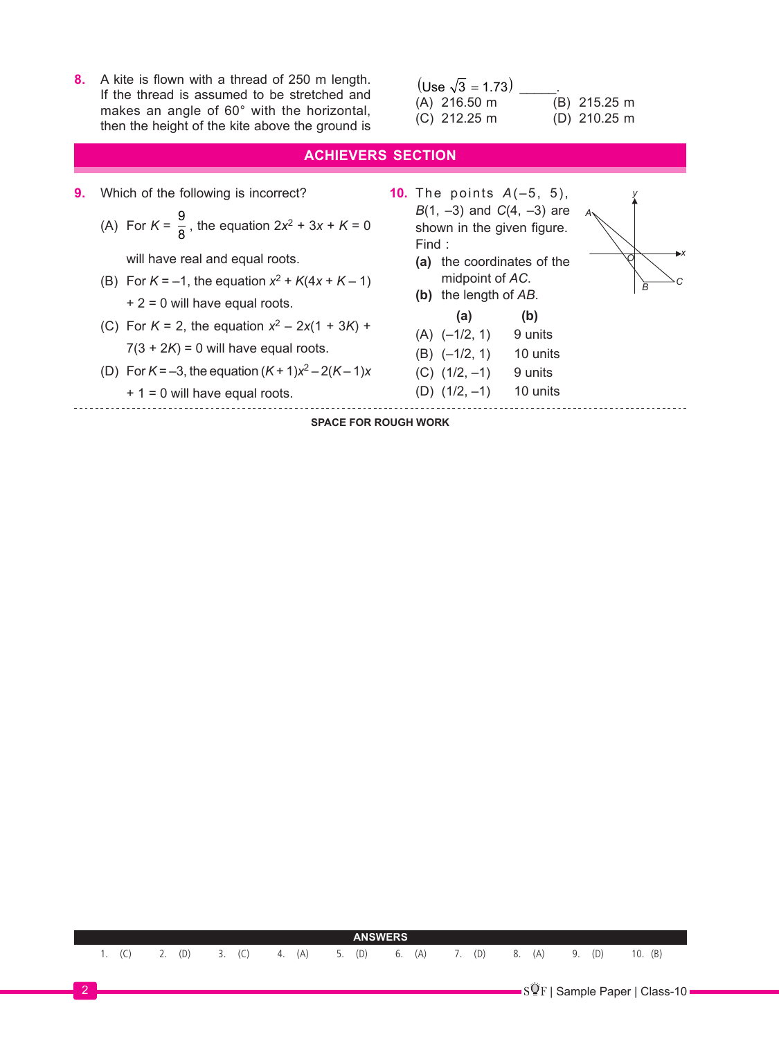**8.** A kite is flown with a thread of 250 m length. If the thread is assumed to be stretched and makes an angle of 60° with the horizontal, then the height of the kite above the ground is $\left(\text{Use } \sqrt{3} = 1.73\right)$ _____.

(A) 216.50 m (B) 215.25 m
(C) 212.25 m (D) 210.25 m

## ACHIEVERS SECTION

**9.** Which of the following is incorrect?

(A) For $K = \frac{9}{8}$, the equation $2x^2 + 3x + K = 0$ will have real and equal roots.

(B) For $K = -1$, the equation $x^2 + K(4x + K - 1) + 2 = 0$ will have equal roots.

(C) For $K = 2$, the equation $x^2 - 2x(1 + 3K) + 7(3 + 2K) = 0$ will have equal roots.

(D) For $K = -3$, the equation $(K + 1)x^2 - 2(K - 1)x + 1 = 0$ will have equal roots.

**10.** The points $A(-5, 5)$, $B(1, -3)$ and $C(4, -3)$ are shown in the given figure. Find :

**(a)** the coordinates of the midpoint of $AC$.

**(b)** the length of $AB$.

y
x
A
O
B
C

| | **(a)** | **(b)** |
|---|---|---|
| (A) | (–1/2, 1) | 9 units |
| (B) | (–1/2, 1) | 10 units |
| (C) | (1/2, –1) | 9 units |
| (D) | (1/2, –1) | 10 units |

**SPACE FOR ROUGH WORK**

**ANSWERS**

1. (C) 2. (D) 3. (C) 4. (A) 5. (D) 6. (A) 7. (D) 8. (A) 9. (D) 10. (B)